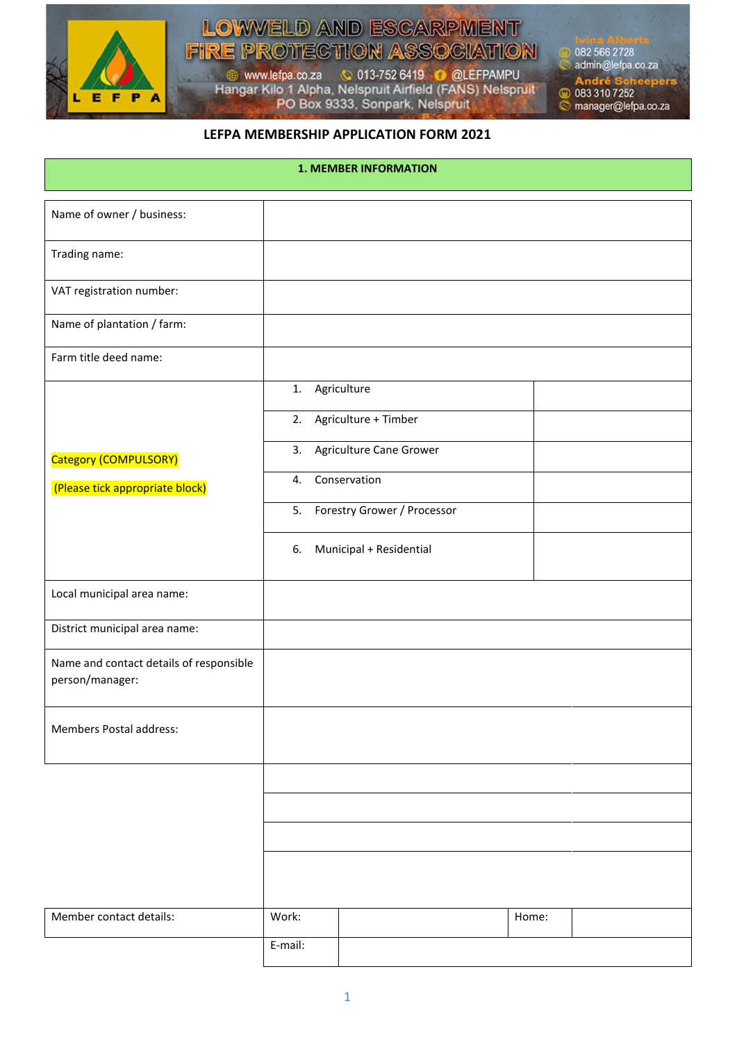# LOWVELD AND ESCARPMENT FIRE PROTECTION ASSOCIATION

www.lefpa.co.za | 013-752 6419 | @LEFPAMPU

Hangar Kilo 1 Alpha, Nelspruit Airfield (FANS) Nelspruit

PO Box 9333, Sonpark, Nelspruit

Ivina Alberts
082 566 2728
admin@lefpa.co.za

André Scheepers
083 310 7252
manager@lefpa.co.za

## LEFPA MEMBERSHIP APPLICATION FORM 2021

### 1. MEMBER INFORMATION

| | | | | |
|---|---|---|---|---|
| Name of owner / business: | | | | |
| Trading name: | | | | |
| VAT registration number: | | | | |
| Name of plantation / farm: | | | | |
| Farm title deed name: | | | | |
| Category (COMPULSORY)<br>(Please tick appropriate block) | 1. Agriculture | | | |
| | 2. Agriculture + Timber | | | |
| | 3. Agriculture Cane Grower | | | |
| | 4. Conservation | | | |
| | 5. Forestry Grower / Processor | | | |
| | 6. Municipal + Residential | | | |
| Local municipal area name: | | | | |
| District municipal area name: | | | | |
| Name and contact details of responsible person/manager: | | | | |
| Members Postal address: | | | | |
| | | | | |
| | | | | |
| | | | | |
| | | | | |
| Member contact details: | Work: | | Home: | |
| | E-mail: | | | |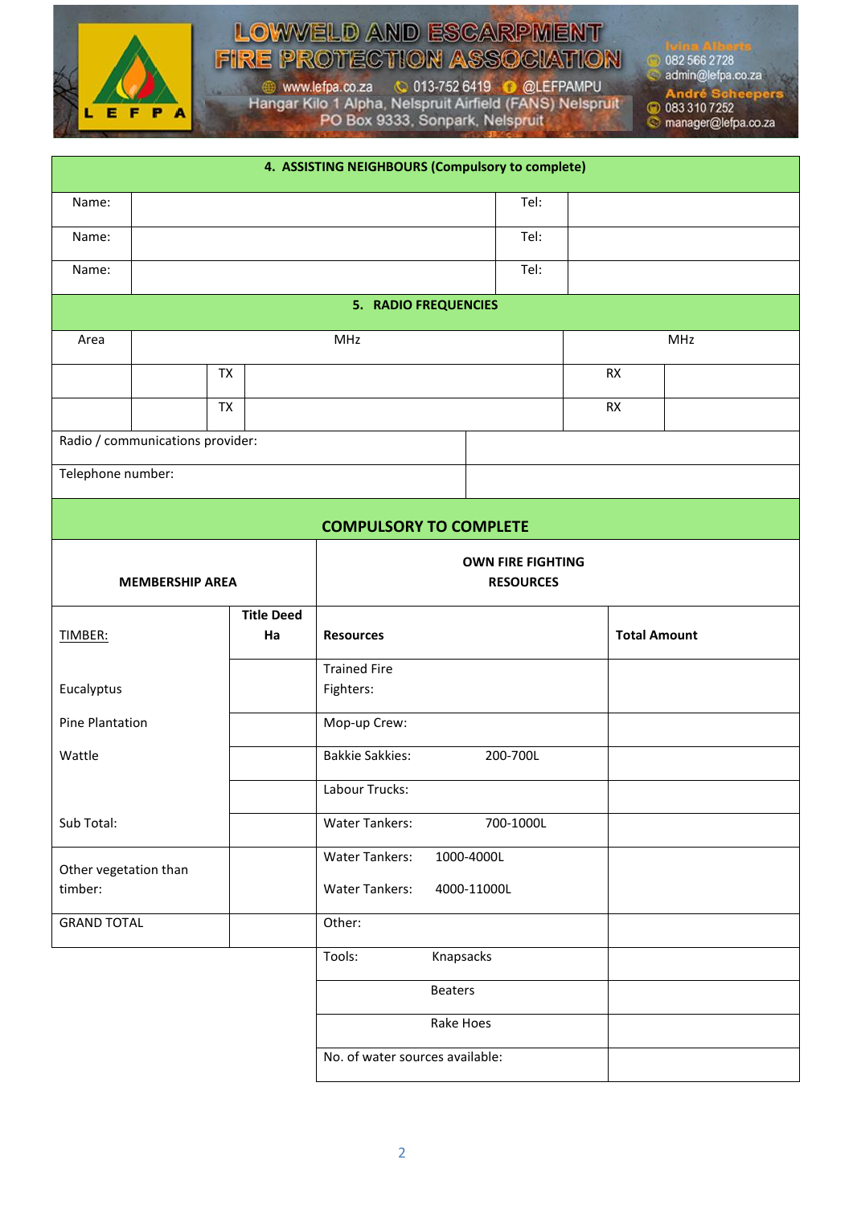| 4. ASSISTING NEIGHBOURS (Compulsory to complete) | | | |
|---|---|---|---|
| Name: | | Tel: | |
| Name: | | Tel: | |
| Name: | | Tel: | |

| 5. RADIO FREQUENCIES | | | | | |
|---|---|---|---|---|---|
| Area | MHz | | | MHz | |
| | | TX | | RX | |
| | | TX | | RX | |
| Radio / communications provider: | | | | | |
| Telephone number: | | | | | |

## COMPULSORY TO COMPLETE

| MEMBERSHIP AREA | | OWN FIRE FIGHTING RESOURCES | |
|---|---|---|---|
| TIMBER: | Title Deed Ha | Resources | Total Amount |
| Eucalyptus | | Trained Fire Fighters: | |
| Pine Plantation | | Mop-up Crew: | |
| Wattle | | Bakkie Sakkies: 200-700L | |
| | | Labour Trucks: | |
| Sub Total: | | Water Tankers: 700-1000L | |
| Other vegetation than timber: | | Water Tankers: 1000-4000L<br>Water Tankers: 4000-11000L | |
| GRAND TOTAL | | Other: | |
| | | Tools: Knapsacks | |
| | | Beaters | |
| | | Rake Hoes | |
| | | No. of water sources available: | |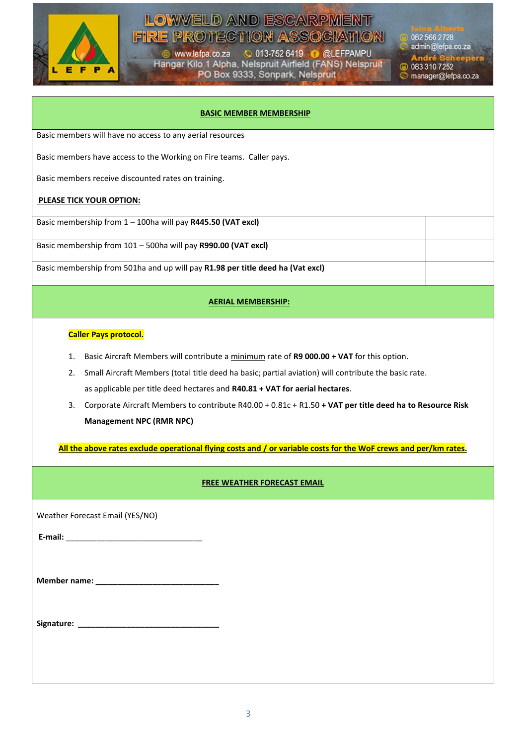## BASIC MEMBER MEMBERSHIP

Basic members will have no access to any aerial resources

Basic members have access to the Working on Fire teams. Caller pays.

Basic members receive discounted rates on training.

**PLEASE TICK YOUR OPTION:**

| | |
|---|---|
| Basic membership from 1 – 100ha will pay **R445.50 (VAT excl)** | |
| Basic membership from 101 – 500ha will pay **R990.00 (VAT excl)** | |
| Basic membership from 501ha and up will pay **R1.98 per title deed ha (Vat excl)** | |

## AERIAL MEMBERSHIP:

**Caller Pays protocol.**

1. Basic Aircraft Members will contribute a minimum rate of **R9 000.00 + VAT** for this option.
2. Small Aircraft Members (total title deed ha basic; partial aviation) will contribute the basic rate. as applicable per title deed hectares and **R40.81 + VAT for aerial hectares**.
3. Corporate Aircraft Members to contribute R40.00 + 0.81c + R1.50 **+ VAT per title deed ha to Resource Risk Management NPC (RMR NPC)**

**All the above rates exclude operational flying costs and / or variable costs for the WoF crews and per/km rates.**

## FREE WEATHER FORECAST EMAIL

Weather Forecast Email (YES/NO)

**E-mail:** ________________________________

**Member name:** _____________________________

**Signature:** __________________________________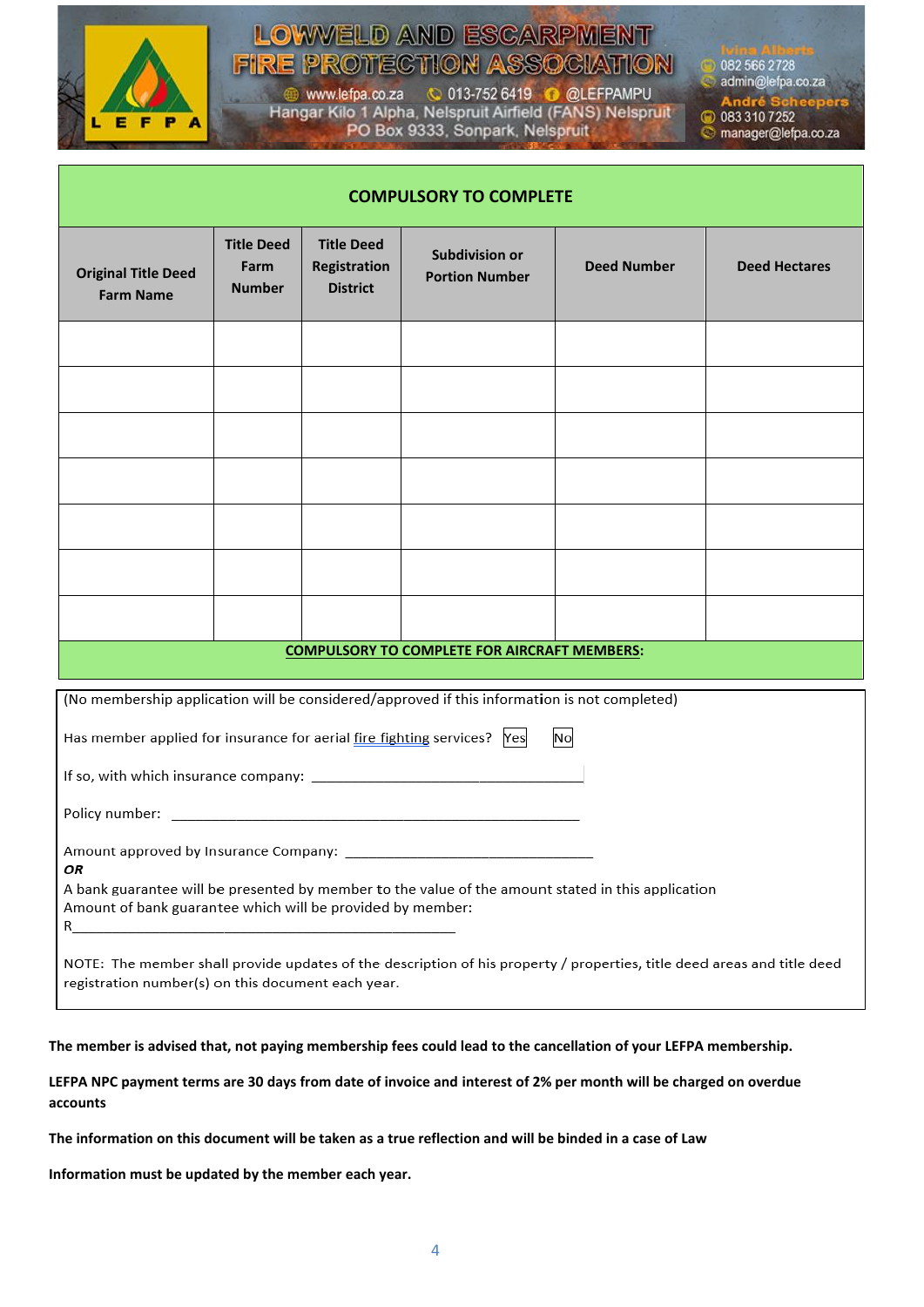# LOWVELD AND ESCARPMENT FIRE PROTECTION ASSOCIATION

www.lefpa.co.za 013-752 6419 @LEFPAMPU
Hangar Kilo 1 Alpha, Nelspruit Airfield (FANS) Nelspruit
PO Box 9333, Sonpark, Nelspruit

Ivina Alberts
082 566 2728
admin@lefpa.co.za
André Scheepers
083 310 7252
manager@lefpa.co.za

## COMPULSORY TO COMPLETE

| Original Title Deed Farm Name | Title Deed Farm Number | Title Deed Registration District | Subdivision or Portion Number | Deed Number | Deed Hectares |
|---|---|---|---|---|---|
| | | | | | |
| | | | | | |
| | | | | | |
| | | | | | |
| | | | | | |
| | | | | | |
| | | | | | |

**COMPULSORY TO COMPLETE FOR AIRCRAFT MEMBERS:**

(No membership application will be considered/approved if this information is not completed)

Has member applied for insurance for aerial fire fighting services? Yes No

If so, with which insurance company: ______________________________________

Policy number: ________________________________________________________

Amount approved by Insurance Company: __________________________________

***OR***

A bank guarantee will be presented by member to the value of the amount stated in this application
Amount of bank guarantee which will be provided by member:
R______________________________________________________

NOTE: The member shall provide updates of the description of his property / properties, title deed areas and title deed registration number(s) on this document each year.

**The member is advised that, not paying membership fees could lead to the cancellation of your LEFPA membership.**

**LEFPA NPC payment terms are 30 days from date of invoice and interest of 2% per month will be charged on overdue accounts**

**The information on this document will be taken as a true reflection and will be binded in a case of Law**

**Information must be updated by the member each year.**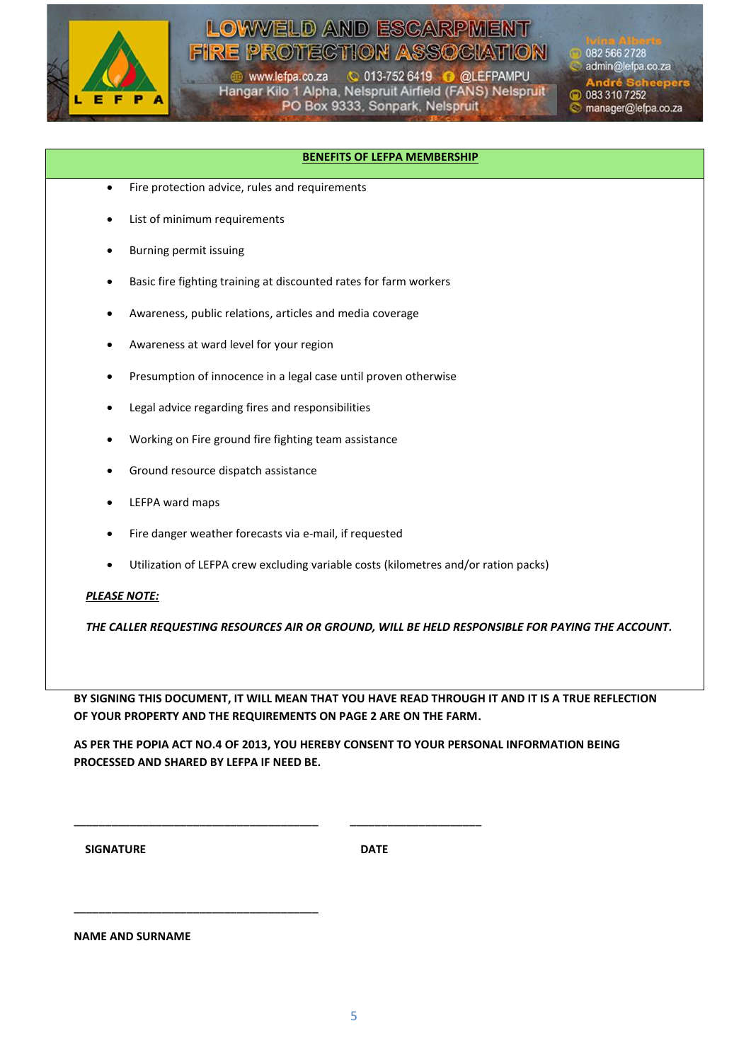**BENEFITS OF LEFPA MEMBERSHIP**

- Fire protection advice, rules and requirements
- List of minimum requirements
- Burning permit issuing
- Basic fire fighting training at discounted rates for farm workers
- Awareness, public relations, articles and media coverage
- Awareness at ward level for your region
- Presumption of innocence in a legal case until proven otherwise
- Legal advice regarding fires and responsibilities
- Working on Fire ground fire fighting team assistance
- Ground resource dispatch assistance
- LEFPA ward maps
- Fire danger weather forecasts via e-mail, if requested
- Utilization of LEFPA crew excluding variable costs (kilometres and/or ration packs)

***PLEASE NOTE:***

***THE CALLER REQUESTING RESOURCES AIR OR GROUND, WILL BE HELD RESPONSIBLE FOR PAYING THE ACCOUNT.***

**BY SIGNING THIS DOCUMENT, IT WILL MEAN THAT YOU HAVE READ THROUGH IT AND IT IS A TRUE REFLECTION OF YOUR PROPERTY AND THE REQUIREMENTS ON PAGE 2 ARE ON THE FARM.**

**AS PER THE POPIA ACT NO.4 OF 2013, YOU HEREBY CONSENT TO YOUR PERSONAL INFORMATION BEING PROCESSED AND SHARED BY LEFPA IF NEED BE.**

\_\_\_\_\_\_\_\_\_\_\_\_\_\_\_\_\_\_\_\_\_\_\_\_\_\_\_\_\_\_\_\_\_\_\_\_\_\_\_\_ \_\_\_\_\_\_\_\_\_\_\_\_\_\_\_\_\_\_\_\_\_\_

**SIGNATURE** **DATE**

\_\_\_\_\_\_\_\_\_\_\_\_\_\_\_\_\_\_\_\_\_\_\_\_\_\_\_\_\_\_\_\_\_\_\_\_\_\_\_\_

**NAME AND SURNAME**